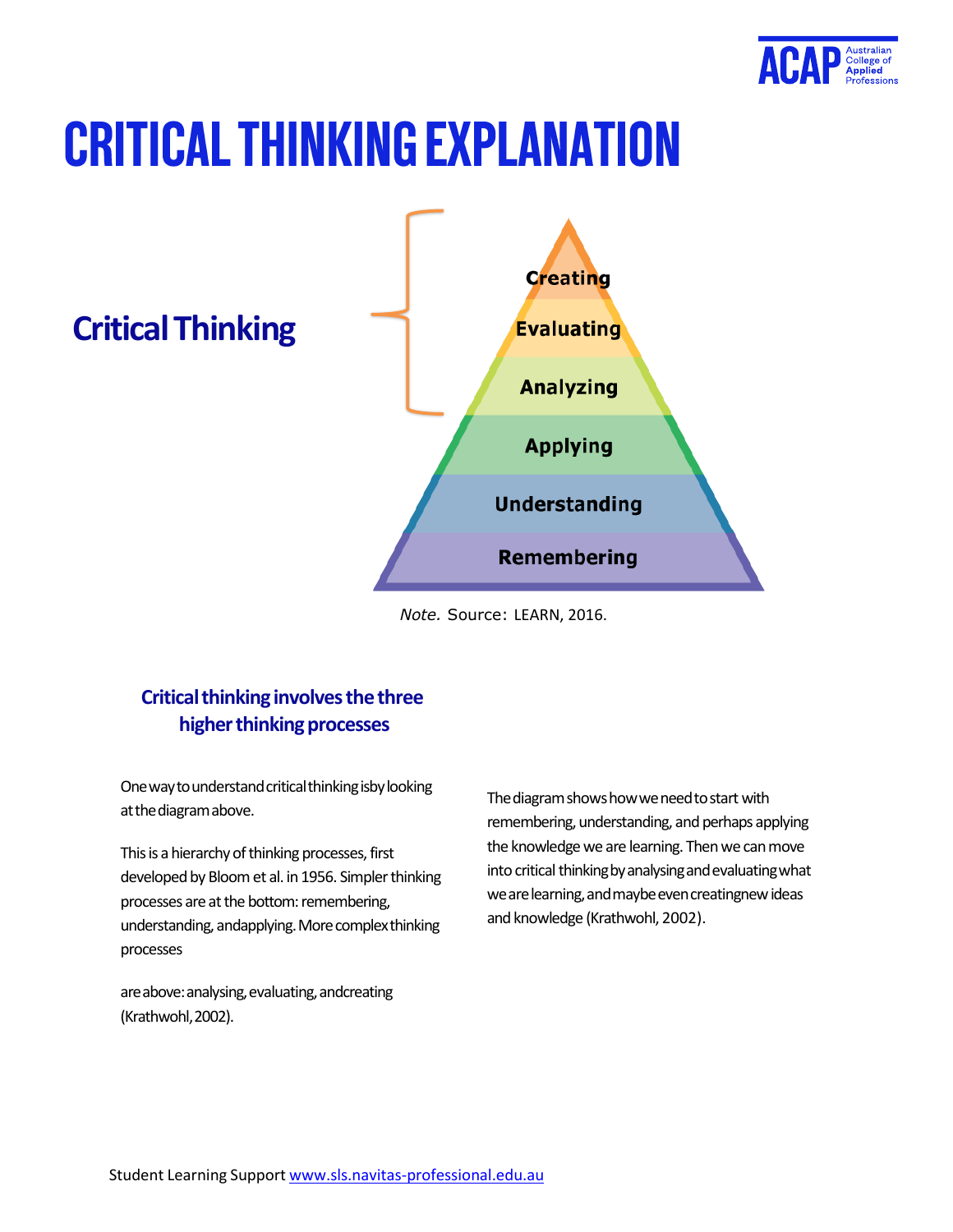# CRITICAL THINKING EXPLANATION

**Critical Thinking**

Creating

Evaluating

Analyzing

Applying

Understanding

Remembering

*Note.* Source: LEARN, 2016.

### Critical thinking involves the three higher thinking processes

One way to understand critical thinking is by looking at the diagram above.

This is a hierarchy of thinking processes, first developed by Bloom et al. in 1956. Simpler thinking processes are at the bottom: remembering, understanding, and applying. More complex thinking processes are above: analysing, evaluating, and creating (Krathwohl, 2002).

The diagram shows how we need to start with remembering, understanding, and perhaps applying the knowledge we are learning. Then we can move into critical thinking by analysing and evaluating what we are learning, and maybe even creating new ideas and knowledge (Krathwohl, 2002).

Student Learning Support www.sls.navitas-professional.edu.au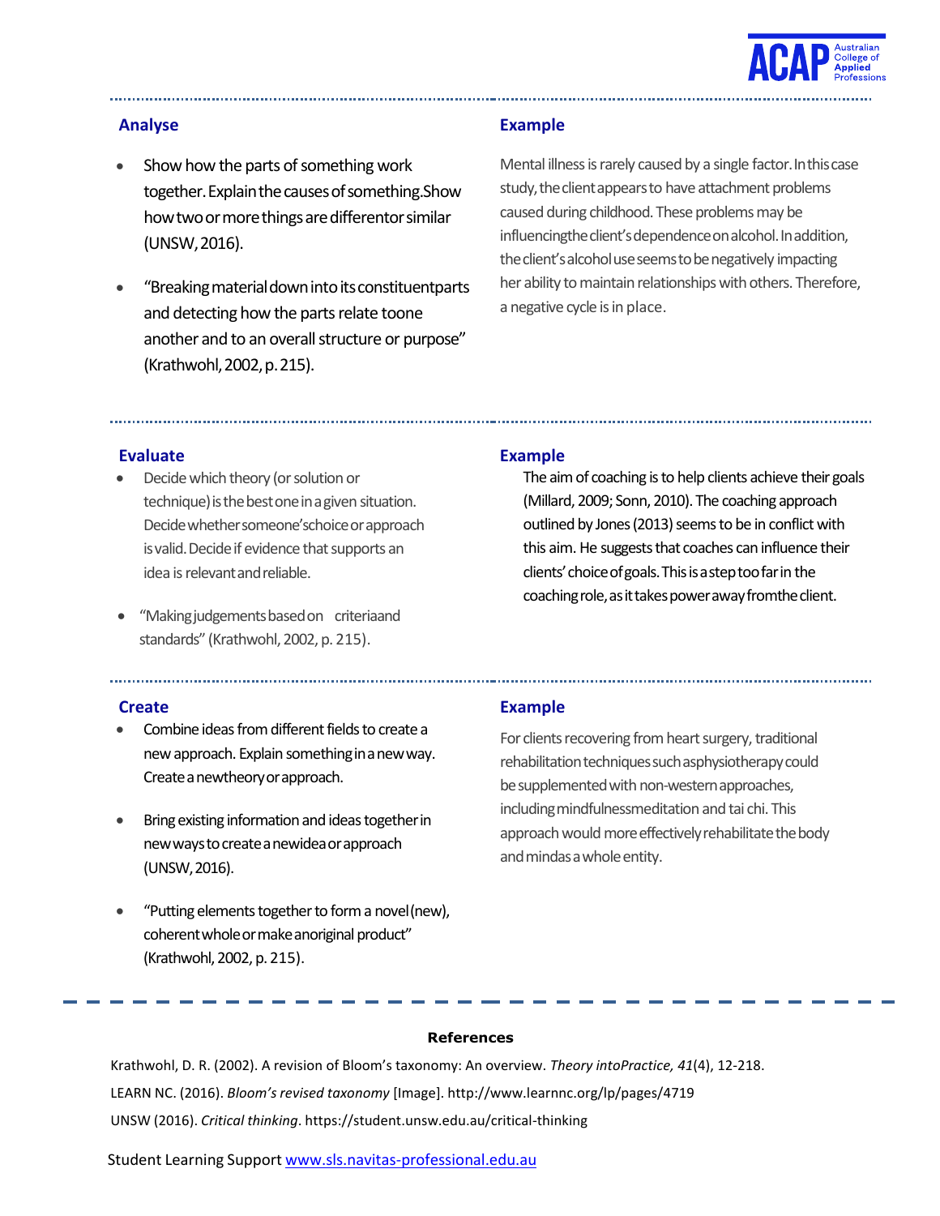## Analyse

- Show how the parts of something work together. Explain the causes of something. Show how two or more things are different or similar (UNSW, 2016).
- "Breaking material down into its constituent parts and detecting how the parts relate to one another and to an overall structure or purpose" (Krathwohl, 2002, p. 215).

## Example

Mental illness is rarely caused by a single factor. In this case study, the client appears to have attachment problems caused during childhood. These problems may be influencing the client's dependence on alcohol. In addition, the client's alcohol use seems to be negatively impacting her ability to maintain relationships with others. Therefore, a negative cycle is in place.

## Evaluate

- Decide which theory (or solution or technique) is the best one in a given situation. Decide whether someone's choice or approach is valid. Decide if evidence that supports an idea is relevant and reliable.
- "Making judgements based on criteria and standards" (Krathwohl, 2002, p. 215).

## Example

The aim of coaching is to help clients achieve their goals (Millard, 2009; Sonn, 2010). The coaching approach outlined by Jones (2013) seems to be in conflict with this aim. He suggests that coaches can influence their clients' choice of goals. This is a step too far in the coaching role, as it takes power away from the client.

## Create

- Combine ideas from different fields to create a new approach. Explain something in a new way. Create a new theory or approach.
- Bring existing information and ideas together in new ways to create a new idea or approach (UNSW, 2016).
- "Putting elements together to form a novel (new), coherent whole or make an original product" (Krathwohl, 2002, p. 215).

## Example

For clients recovering from heart surgery, traditional rehabilitation techniques such as physiotherapy could be supplemented with non-western approaches, including mindfulness meditation and tai chi. This approach would more effectively rehabilitate the body and mind as a whole entity.

---

**References**

Krathwohl, D. R. (2002). A revision of Bloom's taxonomy: An overview. *Theory into Practice, 41*(4), 12-218.

LEARN NC. (2016). *Bloom's revised taxonomy* [Image]. http://www.learnnc.org/lp/pages/4719

UNSW (2016). *Critical thinking*. https://student.unsw.edu.au/critical-thinking

Student Learning Support [www.sls.navitas-professional.edu.au](www.sls.navitas-professional.edu.au)